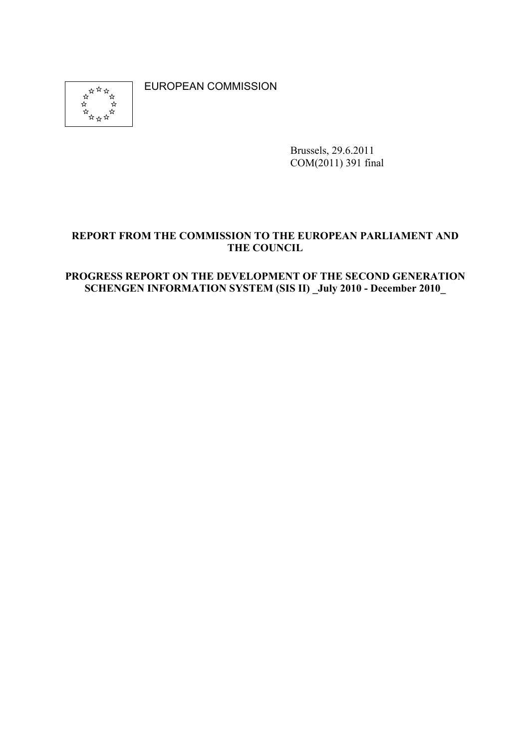EUROPEAN COMMISSION

Brussels, 29.6.2011
COM(2011) 391 final

**REPORT FROM THE COMMISSION TO THE EUROPEAN PARLIAMENT AND THE COUNCIL**

**PROGRESS REPORT ON THE DEVELOPMENT OF THE SECOND GENERATION SCHENGEN INFORMATION SYSTEM (SIS II) _July 2010 - December 2010_**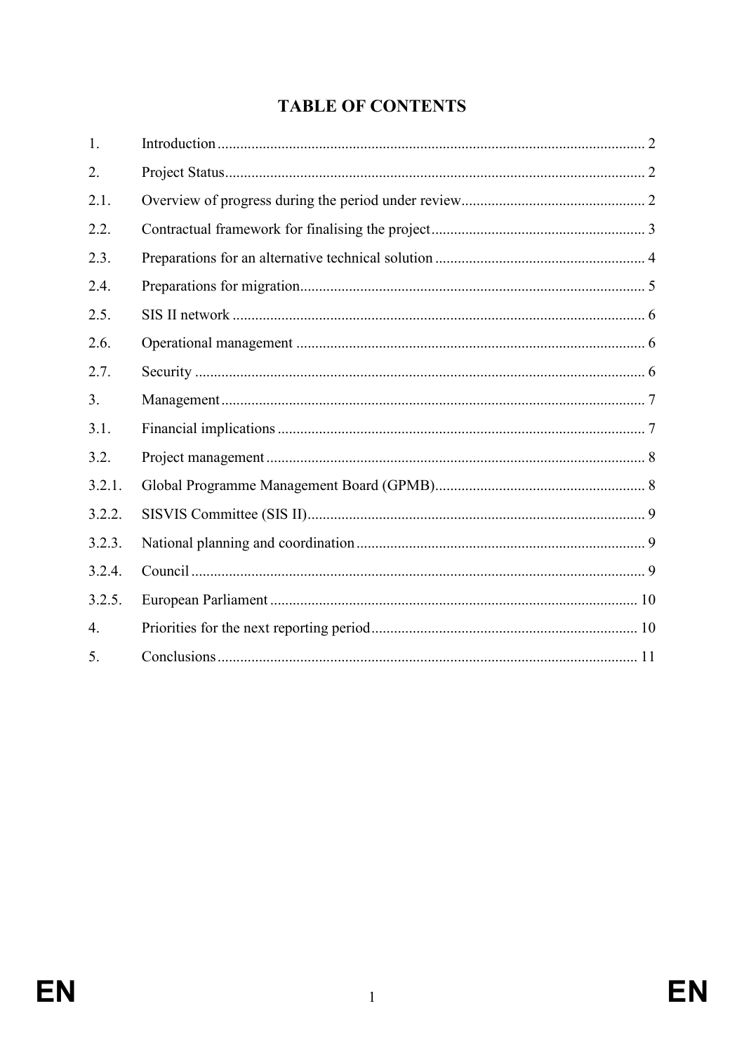# TABLE OF CONTENTS

| | | |
|---|---|---|
| 1. | Introduction | 2 |
| 2. | Project Status | 2 |
| 2.1. | Overview of progress during the period under review | 2 |
| 2.2. | Contractual framework for finalising the project | 3 |
| 2.3. | Preparations for an alternative technical solution | 4 |
| 2.4. | Preparations for migration | 5 |
| 2.5. | SIS II network | 6 |
| 2.6. | Operational management | 6 |
| 2.7. | Security | 6 |
| 3. | Management | 7 |
| 3.1. | Financial implications | 7 |
| 3.2. | Project management | 8 |
| 3.2.1. | Global Programme Management Board (GPMB) | 8 |
| 3.2.2. | SISVIS Committee (SIS II) | 9 |
| 3.2.3. | National planning and coordination | 9 |
| 3.2.4. | Council | 9 |
| 3.2.5. | European Parliament | 10 |
| 4. | Priorities for the next reporting period | 10 |
| 5. | Conclusions | 11 |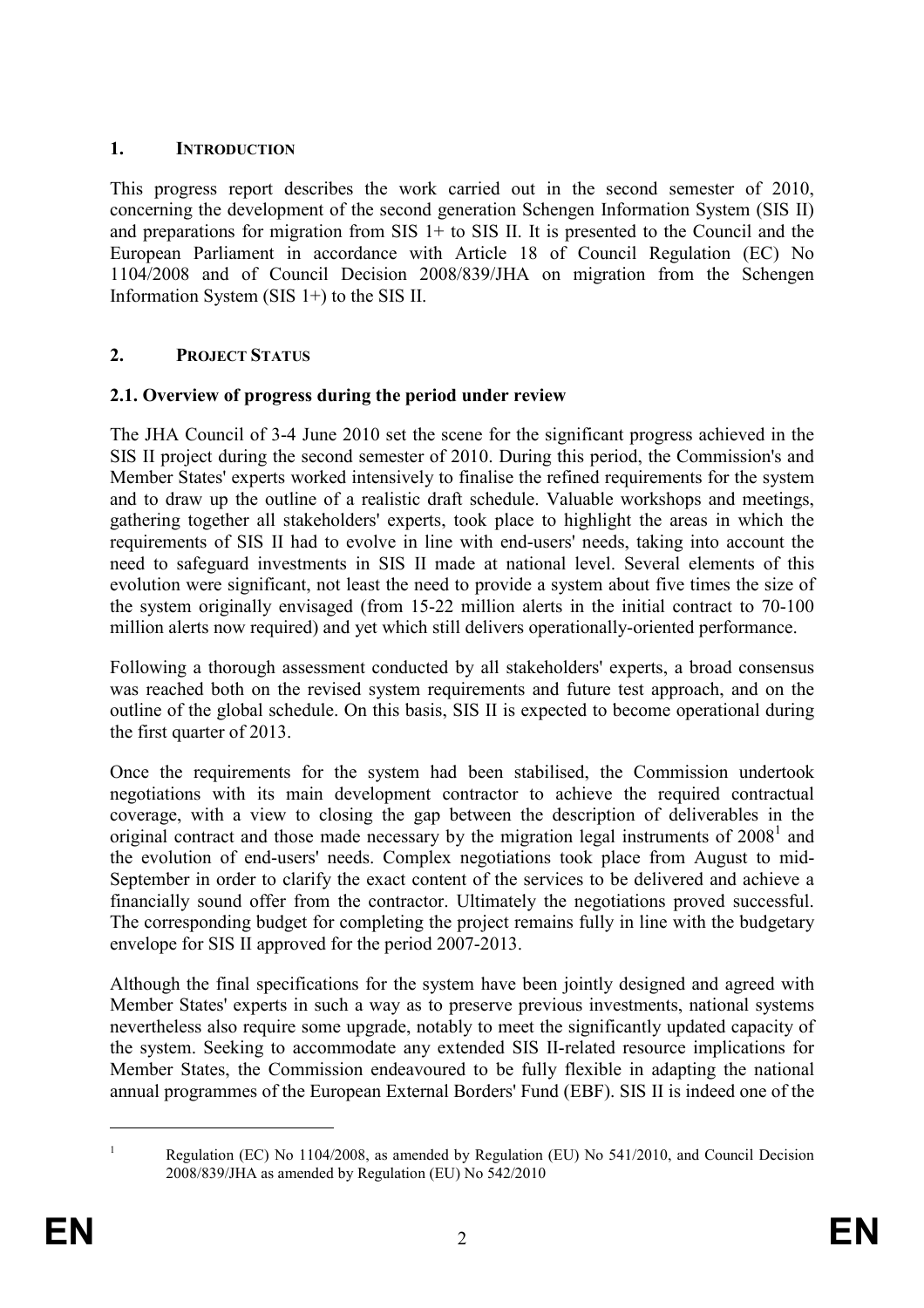## 1. INTRODUCTION

This progress report describes the work carried out in the second semester of 2010, concerning the development of the second generation Schengen Information System (SIS II) and preparations for migration from SIS 1+ to SIS II. It is presented to the Council and the European Parliament in accordance with Article 18 of Council Regulation (EC) No 1104/2008 and of Council Decision 2008/839/JHA on migration from the Schengen Information System (SIS 1+) to the SIS II.

## 2. PROJECT STATUS

### 2.1. Overview of progress during the period under review

The JHA Council of 3-4 June 2010 set the scene for the significant progress achieved in the SIS II project during the second semester of 2010. During this period, the Commission's and Member States' experts worked intensively to finalise the refined requirements for the system and to draw up the outline of a realistic draft schedule. Valuable workshops and meetings, gathering together all stakeholders' experts, took place to highlight the areas in which the requirements of SIS II had to evolve in line with end-users' needs, taking into account the need to safeguard investments in SIS II made at national level. Several elements of this evolution were significant, not least the need to provide a system about five times the size of the system originally envisaged (from 15-22 million alerts in the initial contract to 70-100 million alerts now required) and yet which still delivers operationally-oriented performance.

Following a thorough assessment conducted by all stakeholders' experts, a broad consensus was reached both on the revised system requirements and future test approach, and on the outline of the global schedule. On this basis, SIS II is expected to become operational during the first quarter of 2013.

Once the requirements for the system had been stabilised, the Commission undertook negotiations with its main development contractor to achieve the required contractual coverage, with a view to closing the gap between the description of deliverables in the original contract and those made necessary by the migration legal instruments of 2008[1] and the evolution of end-users' needs. Complex negotiations took place from August to mid-September in order to clarify the exact content of the services to be delivered and achieve a financially sound offer from the contractor. Ultimately the negotiations proved successful. The corresponding budget for completing the project remains fully in line with the budgetary envelope for SIS II approved for the period 2007-2013.

Although the final specifications for the system have been jointly designed and agreed with Member States' experts in such a way as to preserve previous investments, national systems nevertheless also require some upgrade, notably to meet the significantly updated capacity of the system. Seeking to accommodate any extended SIS II-related resource implications for Member States, the Commission endeavoured to be fully flexible in adapting the national annual programmes of the European External Borders' Fund (EBF). SIS II is indeed one of the

[1] Regulation (EC) No 1104/2008, as amended by Regulation (EU) No 541/2010, and Council Decision 2008/839/JHA as amended by Regulation (EU) No 542/2010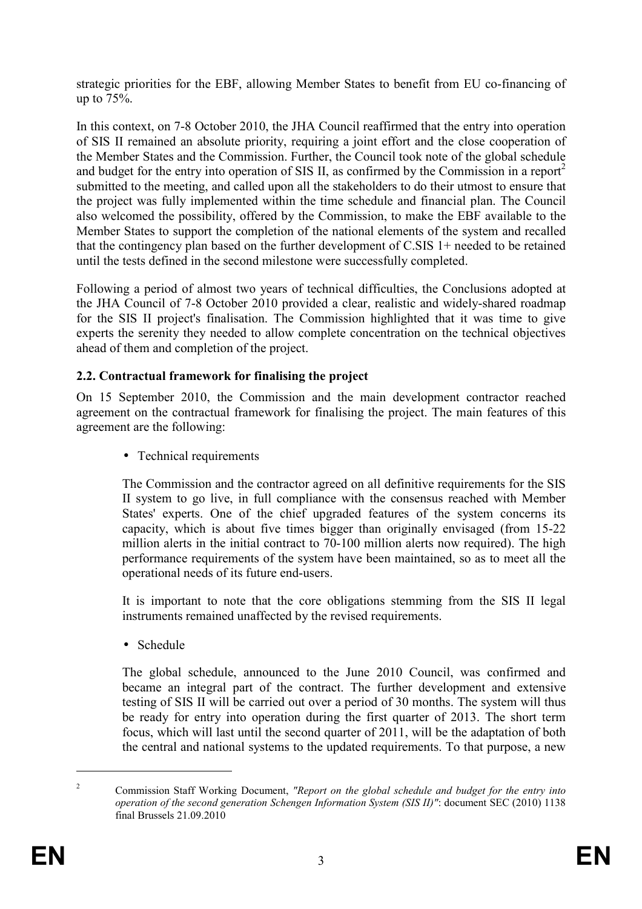strategic priorities for the EBF, allowing Member States to benefit from EU co-financing of up to 75%.

In this context, on 7-8 October 2010, the JHA Council reaffirmed that the entry into operation of SIS II remained an absolute priority, requiring a joint effort and the close cooperation of the Member States and the Commission. Further, the Council took note of the global schedule and budget for the entry into operation of SIS II, as confirmed by the Commission in a report[2] submitted to the meeting, and called upon all the stakeholders to do their utmost to ensure that the project was fully implemented within the time schedule and financial plan. The Council also welcomed the possibility, offered by the Commission, to make the EBF available to the Member States to support the completion of the national elements of the system and recalled that the contingency plan based on the further development of C.SIS 1+ needed to be retained until the tests defined in the second milestone were successfully completed.

Following a period of almost two years of technical difficulties, the Conclusions adopted at the JHA Council of 7-8 October 2010 provided a clear, realistic and widely-shared roadmap for the SIS II project's finalisation. The Commission highlighted that it was time to give experts the serenity they needed to allow complete concentration on the technical objectives ahead of them and completion of the project.

### 2.2. Contractual framework for finalising the project

On 15 September 2010, the Commission and the main development contractor reached agreement on the contractual framework for finalising the project. The main features of this agreement are the following:

- Technical requirements

  The Commission and the contractor agreed on all definitive requirements for the SIS II system to go live, in full compliance with the consensus reached with Member States' experts. One of the chief upgraded features of the system concerns its capacity, which is about five times bigger than originally envisaged (from 15-22 million alerts in the initial contract to 70-100 million alerts now required). The high performance requirements of the system have been maintained, so as to meet all the operational needs of its future end-users.

  It is important to note that the core obligations stemming from the SIS II legal instruments remained unaffected by the revised requirements.

- Schedule

  The global schedule, announced to the June 2010 Council, was confirmed and became an integral part of the contract. The further development and extensive testing of SIS II will be carried out over a period of 30 months. The system will thus be ready for entry into operation during the first quarter of 2013. The short term focus, which will last until the second quarter of 2011, will be the adaptation of both the central and national systems to the updated requirements. To that purpose, a new

[2] Commission Staff Working Document, *"Report on the global schedule and budget for the entry into operation of the second generation Schengen Information System (SIS II)"*: document SEC (2010) 1138 final Brussels 21.09.2010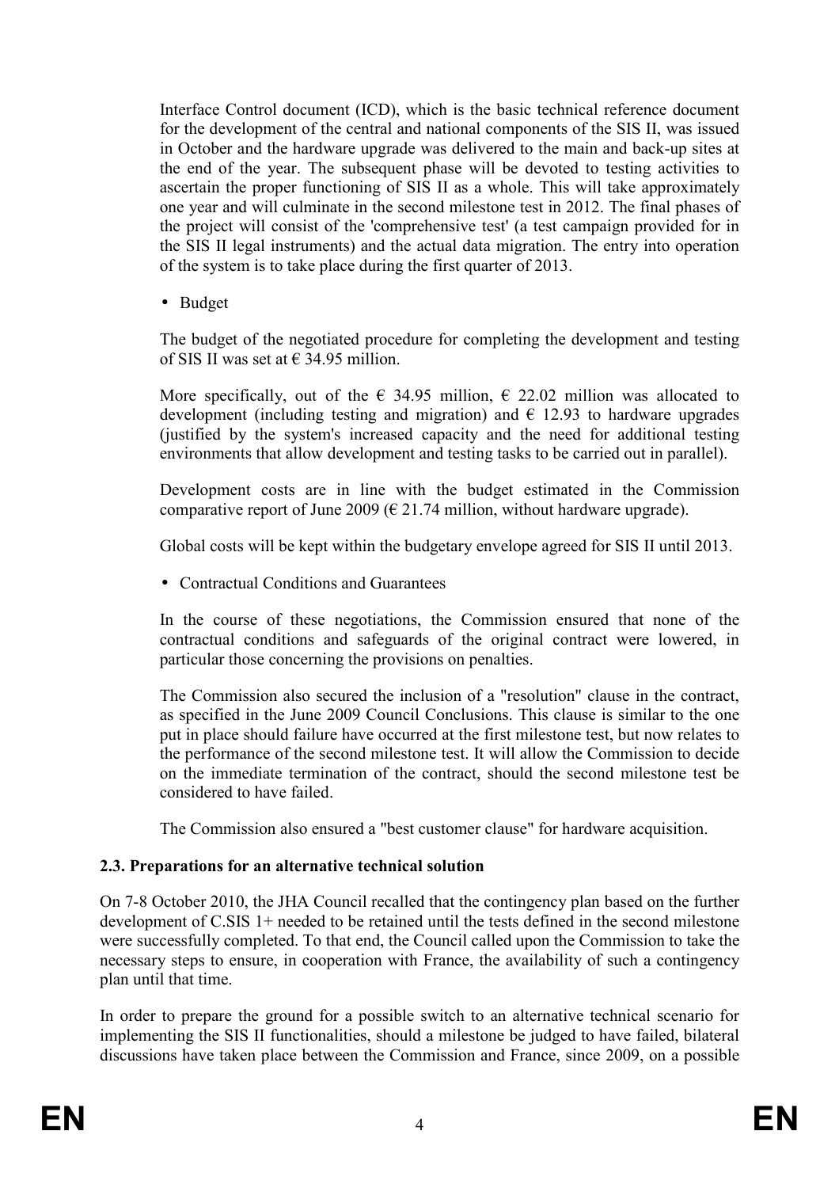Interface Control document (ICD), which is the basic technical reference document for the development of the central and national components of the SIS II, was issued in October and the hardware upgrade was delivered to the main and back-up sites at the end of the year. The subsequent phase will be devoted to testing activities to ascertain the proper functioning of SIS II as a whole. This will take approximately one year and will culminate in the second milestone test in 2012. The final phases of the project will consist of the 'comprehensive test' (a test campaign provided for in the SIS II legal instruments) and the actual data migration. The entry into operation of the system is to take place during the first quarter of 2013.

- Budget

The budget of the negotiated procedure for completing the development and testing of SIS II was set at € 34.95 million.

More specifically, out of the € 34.95 million, € 22.02 million was allocated to development (including testing and migration) and € 12.93 to hardware upgrades (justified by the system's increased capacity and the need for additional testing environments that allow development and testing tasks to be carried out in parallel).

Development costs are in line with the budget estimated in the Commission comparative report of June 2009 (€ 21.74 million, without hardware upgrade).

Global costs will be kept within the budgetary envelope agreed for SIS II until 2013.

- Contractual Conditions and Guarantees

In the course of these negotiations, the Commission ensured that none of the contractual conditions and safeguards of the original contract were lowered, in particular those concerning the provisions on penalties.

The Commission also secured the inclusion of a "resolution" clause in the contract, as specified in the June 2009 Council Conclusions. This clause is similar to the one put in place should failure have occurred at the first milestone test, but now relates to the performance of the second milestone test. It will allow the Commission to decide on the immediate termination of the contract, should the second milestone test be considered to have failed.

The Commission also ensured a "best customer clause" for hardware acquisition.

### 2.3. Preparations for an alternative technical solution

On 7-8 October 2010, the JHA Council recalled that the contingency plan based on the further development of C.SIS 1+ needed to be retained until the tests defined in the second milestone were successfully completed. To that end, the Council called upon the Commission to take the necessary steps to ensure, in cooperation with France, the availability of such a contingency plan until that time.

In order to prepare the ground for a possible switch to an alternative technical scenario for implementing the SIS II functionalities, should a milestone be judged to have failed, bilateral discussions have taken place between the Commission and France, since 2009, on a possible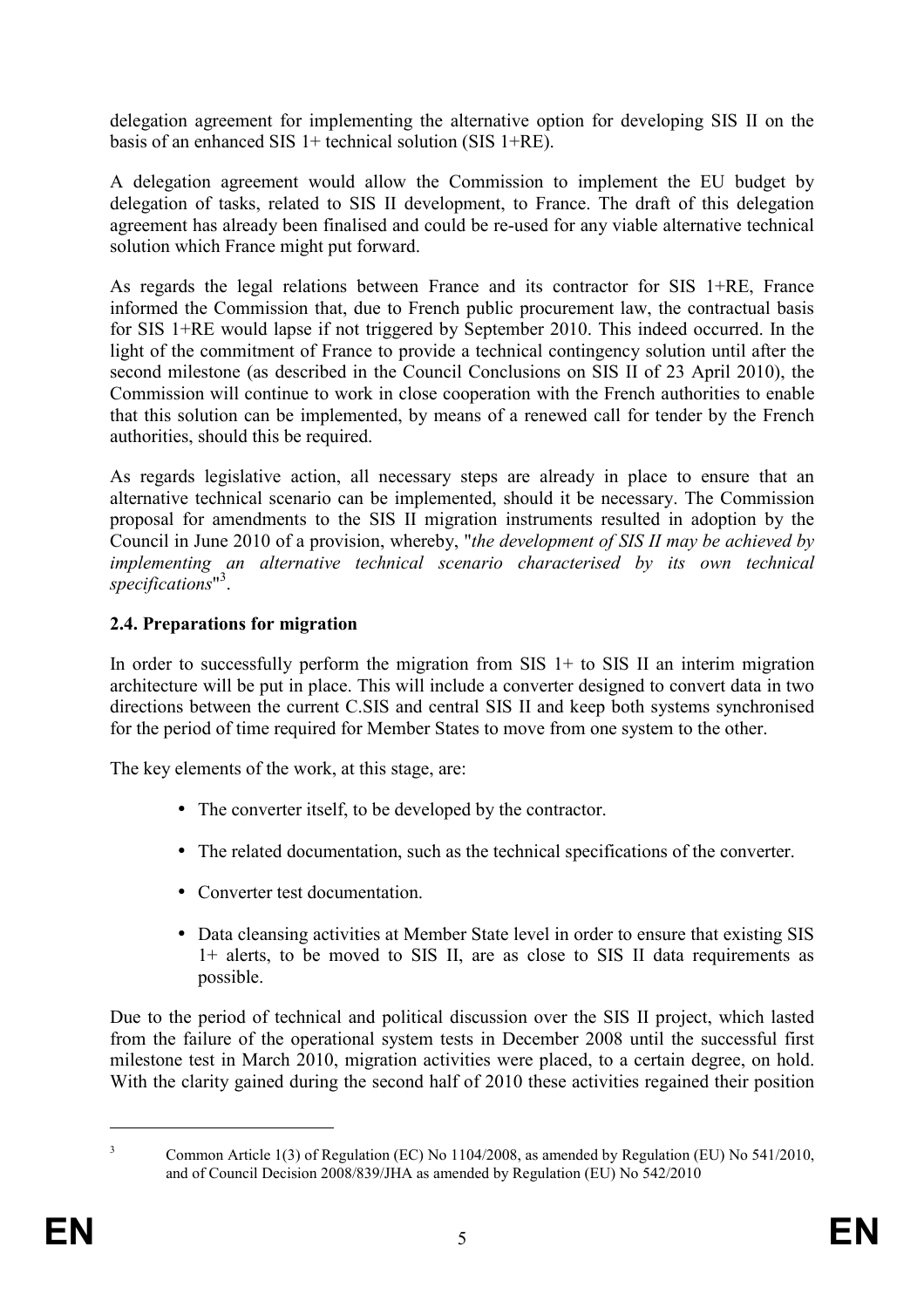delegation agreement for implementing the alternative option for developing SIS II on the basis of an enhanced SIS 1+ technical solution (SIS 1+RE).

A delegation agreement would allow the Commission to implement the EU budget by delegation of tasks, related to SIS II development, to France. The draft of this delegation agreement has already been finalised and could be re-used for any viable alternative technical solution which France might put forward.

As regards the legal relations between France and its contractor for SIS 1+RE, France informed the Commission that, due to French public procurement law, the contractual basis for SIS 1+RE would lapse if not triggered by September 2010. This indeed occurred. In the light of the commitment of France to provide a technical contingency solution until after the second milestone (as described in the Council Conclusions on SIS II of 23 April 2010), the Commission will continue to work in close cooperation with the French authorities to enable that this solution can be implemented, by means of a renewed call for tender by the French authorities, should this be required.

As regards legislative action, all necessary steps are already in place to ensure that an alternative technical scenario can be implemented, should it be necessary. The Commission proposal for amendments to the SIS II migration instruments resulted in adoption by the Council in June 2010 of a provision, whereby, "*the development of SIS II may be achieved by implementing an alternative technical scenario characterised by its own technical specifications*"[3].

### 2.4. Preparations for migration

In order to successfully perform the migration from SIS 1+ to SIS II an interim migration architecture will be put in place. This will include a converter designed to convert data in two directions between the current C.SIS and central SIS II and keep both systems synchronised for the period of time required for Member States to move from one system to the other.

The key elements of the work, at this stage, are:

- The converter itself, to be developed by the contractor.
- The related documentation, such as the technical specifications of the converter.
- Converter test documentation.
- Data cleansing activities at Member State level in order to ensure that existing SIS 1+ alerts, to be moved to SIS II, are as close to SIS II data requirements as possible.

Due to the period of technical and political discussion over the SIS II project, which lasted from the failure of the operational system tests in December 2008 until the successful first milestone test in March 2010, migration activities were placed, to a certain degree, on hold. With the clarity gained during the second half of 2010 these activities regained their position

---

[3] Common Article 1(3) of Regulation (EC) No 1104/2008, as amended by Regulation (EU) No 541/2010, and of Council Decision 2008/839/JHA as amended by Regulation (EU) No 542/2010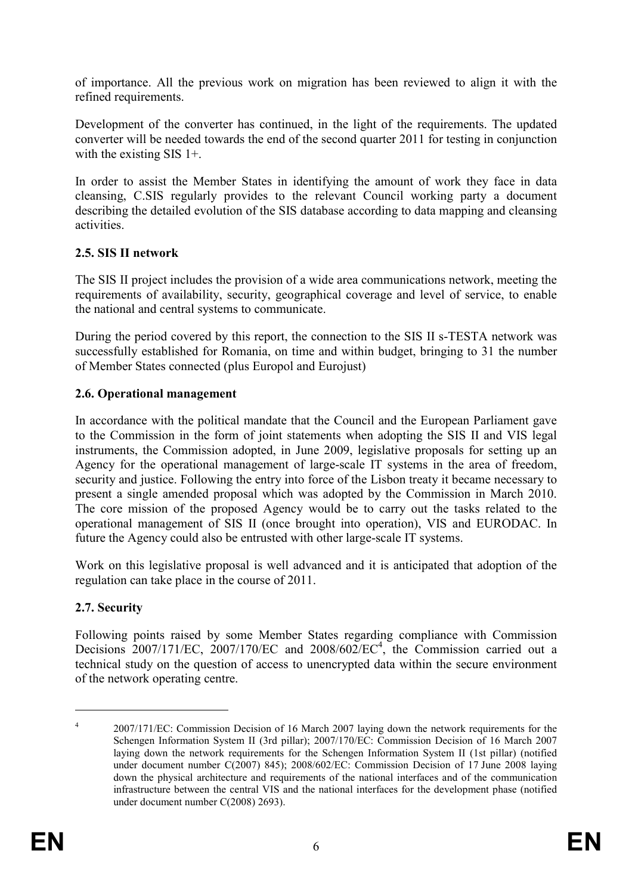of importance. All the previous work on migration has been reviewed to align it with the refined requirements.

Development of the converter has continued, in the light of the requirements. The updated converter will be needed towards the end of the second quarter 2011 for testing in conjunction with the existing SIS 1+.

In order to assist the Member States in identifying the amount of work they face in data cleansing, C.SIS regularly provides to the relevant Council working party a document describing the detailed evolution of the SIS database according to data mapping and cleansing activities.

### 2.5. SIS II network

The SIS II project includes the provision of a wide area communications network, meeting the requirements of availability, security, geographical coverage and level of service, to enable the national and central systems to communicate.

During the period covered by this report, the connection to the SIS II s-TESTA network was successfully established for Romania, on time and within budget, bringing to 31 the number of Member States connected (plus Europol and Eurojust)

### 2.6. Operational management

In accordance with the political mandate that the Council and the European Parliament gave to the Commission in the form of joint statements when adopting the SIS II and VIS legal instruments, the Commission adopted, in June 2009, legislative proposals for setting up an Agency for the operational management of large-scale IT systems in the area of freedom, security and justice. Following the entry into force of the Lisbon treaty it became necessary to present a single amended proposal which was adopted by the Commission in March 2010. The core mission of the proposed Agency would be to carry out the tasks related to the operational management of SIS II (once brought into operation), VIS and EURODAC. In future the Agency could also be entrusted with other large-scale IT systems.

Work on this legislative proposal is well advanced and it is anticipated that adoption of the regulation can take place in the course of 2011.

### 2.7. Security

Following points raised by some Member States regarding compliance with Commission Decisions 2007/171/EC, 2007/170/EC and 2008/602/EC[4], the Commission carried out a technical study on the question of access to unencrypted data within the secure environment of the network operating centre.

---

[4] 2007/171/EC: Commission Decision of 16 March 2007 laying down the network requirements for the Schengen Information System II (3rd pillar); 2007/170/EC: Commission Decision of 16 March 2007 laying down the network requirements for the Schengen Information System II (1st pillar) (notified under document number C(2007) 845); 2008/602/EC: Commission Decision of 17 June 2008 laying down the physical architecture and requirements of the national interfaces and of the communication infrastructure between the central VIS and the national interfaces for the development phase (notified under document number C(2008) 2693).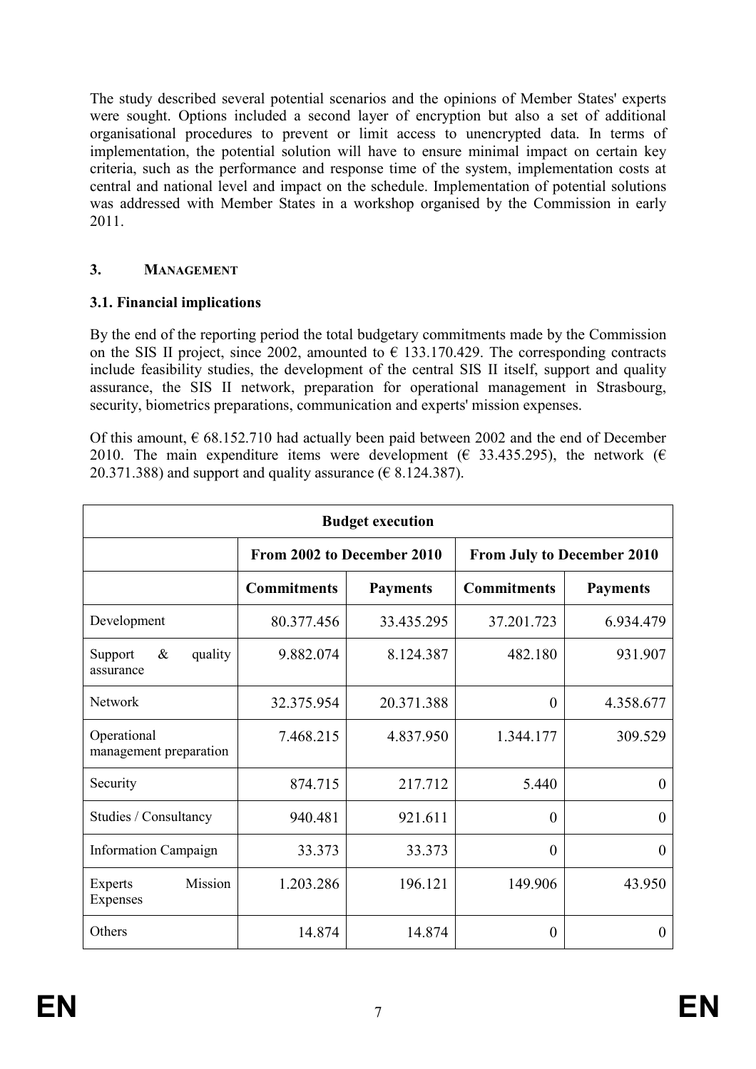The study described several potential scenarios and the opinions of Member States' experts were sought. Options included a second layer of encryption but also a set of additional organisational procedures to prevent or limit access to unencrypted data. In terms of implementation, the potential solution will have to ensure minimal impact on certain key criteria, such as the performance and response time of the system, implementation costs at central and national level and impact on the schedule. Implementation of potential solutions was addressed with Member States in a workshop organised by the Commission in early 2011.

## 3. MANAGEMENT

### 3.1. Financial implications

By the end of the reporting period the total budgetary commitments made by the Commission on the SIS II project, since 2002, amounted to € 133.170.429. The corresponding contracts include feasibility studies, the development of the central SIS II itself, support and quality assurance, the SIS II network, preparation for operational management in Strasbourg, security, biometrics preparations, communication and experts' mission expenses.

Of this amount, € 68.152.710 had actually been paid between 2002 and the end of December 2010. The main expenditure items were development (€ 33.435.295), the network (€ 20.371.388) and support and quality assurance (€ 8.124.387).

| Budget execution | | | | |
|---|---|---|---|---|
| | From 2002 to December 2010 | | From July to December 2010 | |
| | Commitments | Payments | Commitments | Payments |
| Development | 80.377.456 | 33.435.295 | 37.201.723 | 6.934.479 |
| Support & quality assurance | 9.882.074 | 8.124.387 | 482.180 | 931.907 |
| Network | 32.375.954 | 20.371.388 | 0 | 4.358.677 |
| Operational management preparation | 7.468.215 | 4.837.950 | 1.344.177 | 309.529 |
| Security | 874.715 | 217.712 | 5.440 | 0 |
| Studies / Consultancy | 940.481 | 921.611 | 0 | 0 |
| Information Campaign | 33.373 | 33.373 | 0 | 0 |
| Experts Mission Expenses | 1.203.286 | 196.121 | 149.906 | 43.950 |
| Others | 14.874 | 14.874 | 0 | 0 |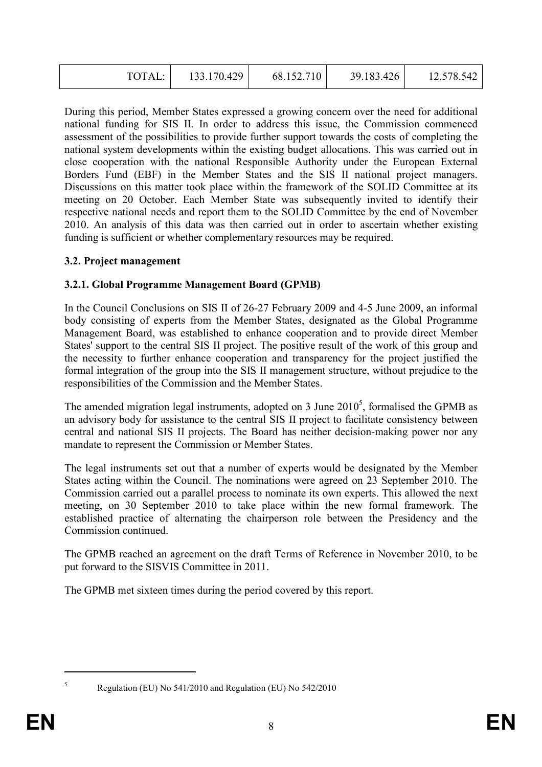| TOTAL: | 133.170.429 | 68.152.710 | 39.183.426 | 12.578.542 |
|---|---|---|---|---|

During this period, Member States expressed a growing concern over the need for additional national funding for SIS II. In order to address this issue, the Commission commenced assessment of the possibilities to provide further support towards the costs of completing the national system developments within the existing budget allocations. This was carried out in close cooperation with the national Responsible Authority under the European External Borders Fund (EBF) in the Member States and the SIS II national project managers. Discussions on this matter took place within the framework of the SOLID Committee at its meeting on 20 October. Each Member State was subsequently invited to identify their respective national needs and report them to the SOLID Committee by the end of November 2010. An analysis of this data was then carried out in order to ascertain whether existing funding is sufficient or whether complementary resources may be required.

### 3.2. Project management

#### 3.2.1. Global Programme Management Board (GPMB)

In the Council Conclusions on SIS II of 26-27 February 2009 and 4-5 June 2009, an informal body consisting of experts from the Member States, designated as the Global Programme Management Board, was established to enhance cooperation and to provide direct Member States' support to the central SIS II project. The positive result of the work of this group and the necessity to further enhance cooperation and transparency for the project justified the formal integration of the group into the SIS II management structure, without prejudice to the responsibilities of the Commission and the Member States.

The amended migration legal instruments, adopted on 3 June 2010[5], formalised the GPMB as an advisory body for assistance to the central SIS II project to facilitate consistency between central and national SIS II projects. The Board has neither decision-making power nor any mandate to represent the Commission or Member States.

The legal instruments set out that a number of experts would be designated by the Member States acting within the Council. The nominations were agreed on 23 September 2010. The Commission carried out a parallel process to nominate its own experts. This allowed the next meeting, on 30 September 2010 to take place within the new formal framework. The established practice of alternating the chairperson role between the Presidency and the Commission continued.

The GPMB reached an agreement on the draft Terms of Reference in November 2010, to be put forward to the SISVIS Committee in 2011.

The GPMB met sixteen times during the period covered by this report.

---

[5] Regulation (EU) No 541/2010 and Regulation (EU) No 542/2010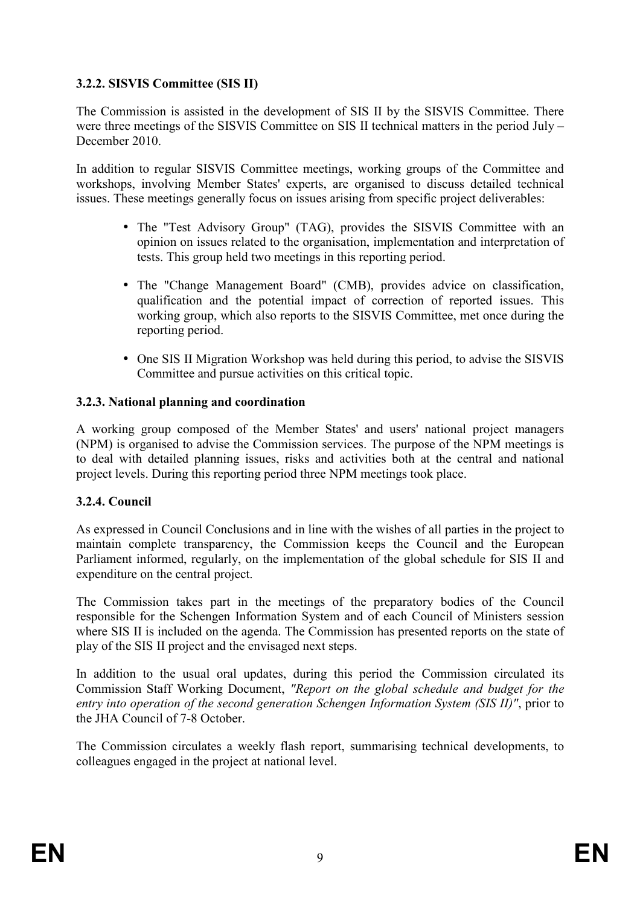### 3.2.2. SISVIS Committee (SIS II)

The Commission is assisted in the development of SIS II by the SISVIS Committee. There were three meetings of the SISVIS Committee on SIS II technical matters in the period July – December 2010.

In addition to regular SISVIS Committee meetings, working groups of the Committee and workshops, involving Member States' experts, are organised to discuss detailed technical issues. These meetings generally focus on issues arising from specific project deliverables:

- The "Test Advisory Group" (TAG), provides the SISVIS Committee with an opinion on issues related to the organisation, implementation and interpretation of tests. This group held two meetings in this reporting period.
- The "Change Management Board" (CMB), provides advice on classification, qualification and the potential impact of correction of reported issues. This working group, which also reports to the SISVIS Committee, met once during the reporting period.
- One SIS II Migration Workshop was held during this period, to advise the SISVIS Committee and pursue activities on this critical topic.

### 3.2.3. National planning and coordination

A working group composed of the Member States' and users' national project managers (NPM) is organised to advise the Commission services. The purpose of the NPM meetings is to deal with detailed planning issues, risks and activities both at the central and national project levels. During this reporting period three NPM meetings took place.

### 3.2.4. Council

As expressed in Council Conclusions and in line with the wishes of all parties in the project to maintain complete transparency, the Commission keeps the Council and the European Parliament informed, regularly, on the implementation of the global schedule for SIS II and expenditure on the central project.

The Commission takes part in the meetings of the preparatory bodies of the Council responsible for the Schengen Information System and of each Council of Ministers session where SIS II is included on the agenda. The Commission has presented reports on the state of play of the SIS II project and the envisaged next steps.

In addition to the usual oral updates, during this period the Commission circulated its Commission Staff Working Document, *"Report on the global schedule and budget for the entry into operation of the second generation Schengen Information System (SIS II)"*, prior to the JHA Council of 7-8 October.

The Commission circulates a weekly flash report, summarising technical developments, to colleagues engaged in the project at national level.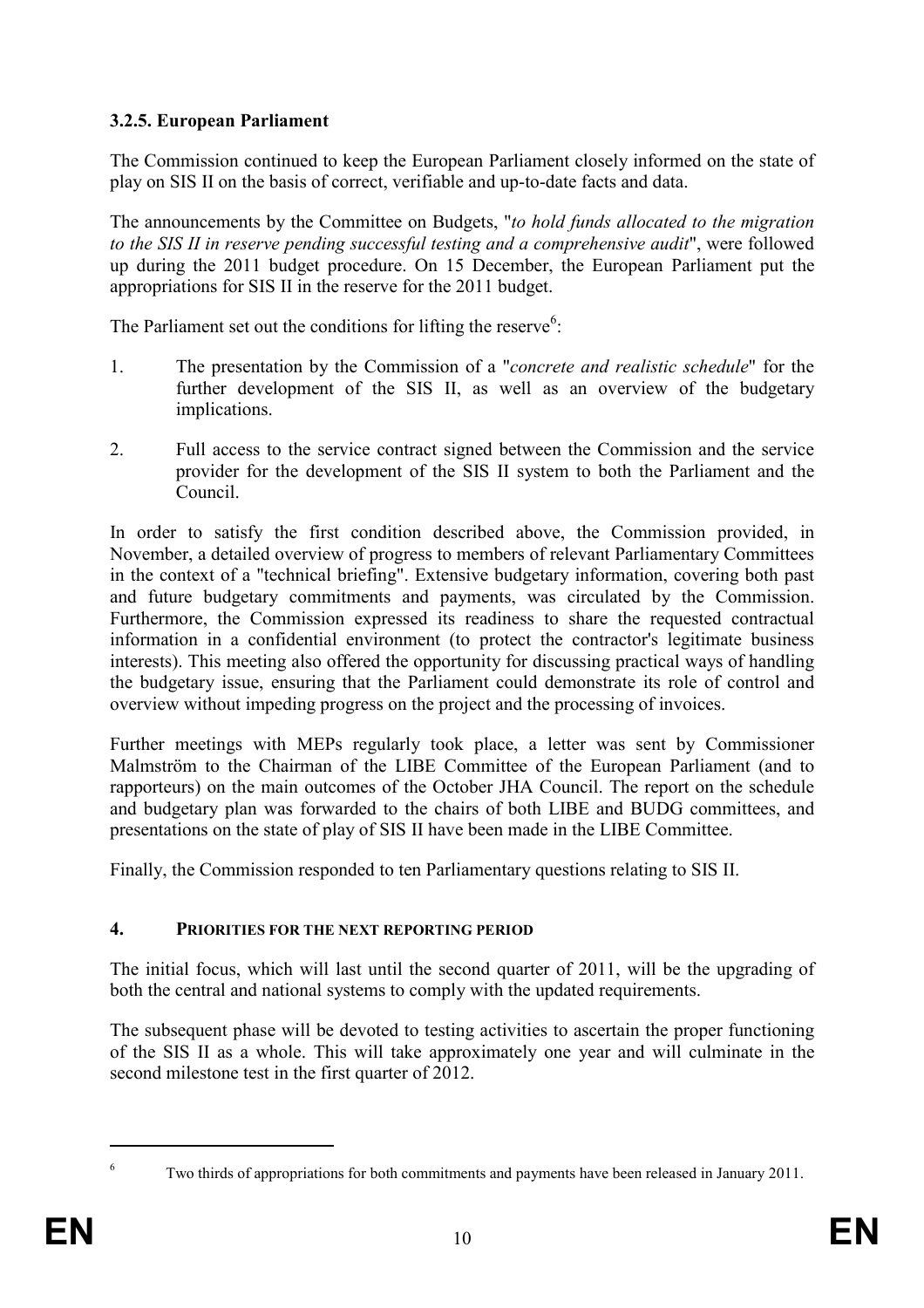### 3.2.5. European Parliament

The Commission continued to keep the European Parliament closely informed on the state of play on SIS II on the basis of correct, verifiable and up-to-date facts and data.

The announcements by the Committee on Budgets, "*to hold funds allocated to the migration to the SIS II in reserve pending successful testing and a comprehensive audit*", were followed up during the 2011 budget procedure. On 15 December, the European Parliament put the appropriations for SIS II in the reserve for the 2011 budget.

The Parliament set out the conditions for lifting the reserve[6]:

1. The presentation by the Commission of a "*concrete and realistic schedule*" for the further development of the SIS II, as well as an overview of the budgetary implications.
2. Full access to the service contract signed between the Commission and the service provider for the development of the SIS II system to both the Parliament and the Council.

In order to satisfy the first condition described above, the Commission provided, in November, a detailed overview of progress to members of relevant Parliamentary Committees in the context of a "technical briefing". Extensive budgetary information, covering both past and future budgetary commitments and payments, was circulated by the Commission. Furthermore, the Commission expressed its readiness to share the requested contractual information in a confidential environment (to protect the contractor's legitimate business interests). This meeting also offered the opportunity for discussing practical ways of handling the budgetary issue, ensuring that the Parliament could demonstrate its role of control and overview without impeding progress on the project and the processing of invoices.

Further meetings with MEPs regularly took place, a letter was sent by Commissioner Malmström to the Chairman of the LIBE Committee of the European Parliament (and to rapporteurs) on the main outcomes of the October JHA Council. The report on the schedule and budgetary plan was forwarded to the chairs of both LIBE and BUDG committees, and presentations on the state of play of SIS II have been made in the LIBE Committee.

Finally, the Commission responded to ten Parliamentary questions relating to SIS II.

## 4. PRIORITIES FOR THE NEXT REPORTING PERIOD

The initial focus, which will last until the second quarter of 2011, will be the upgrading of both the central and national systems to comply with the updated requirements.

The subsequent phase will be devoted to testing activities to ascertain the proper functioning of the SIS II as a whole. This will take approximately one year and will culminate in the second milestone test in the first quarter of 2012.

---

[6] Two thirds of appropriations for both commitments and payments have been released in January 2011.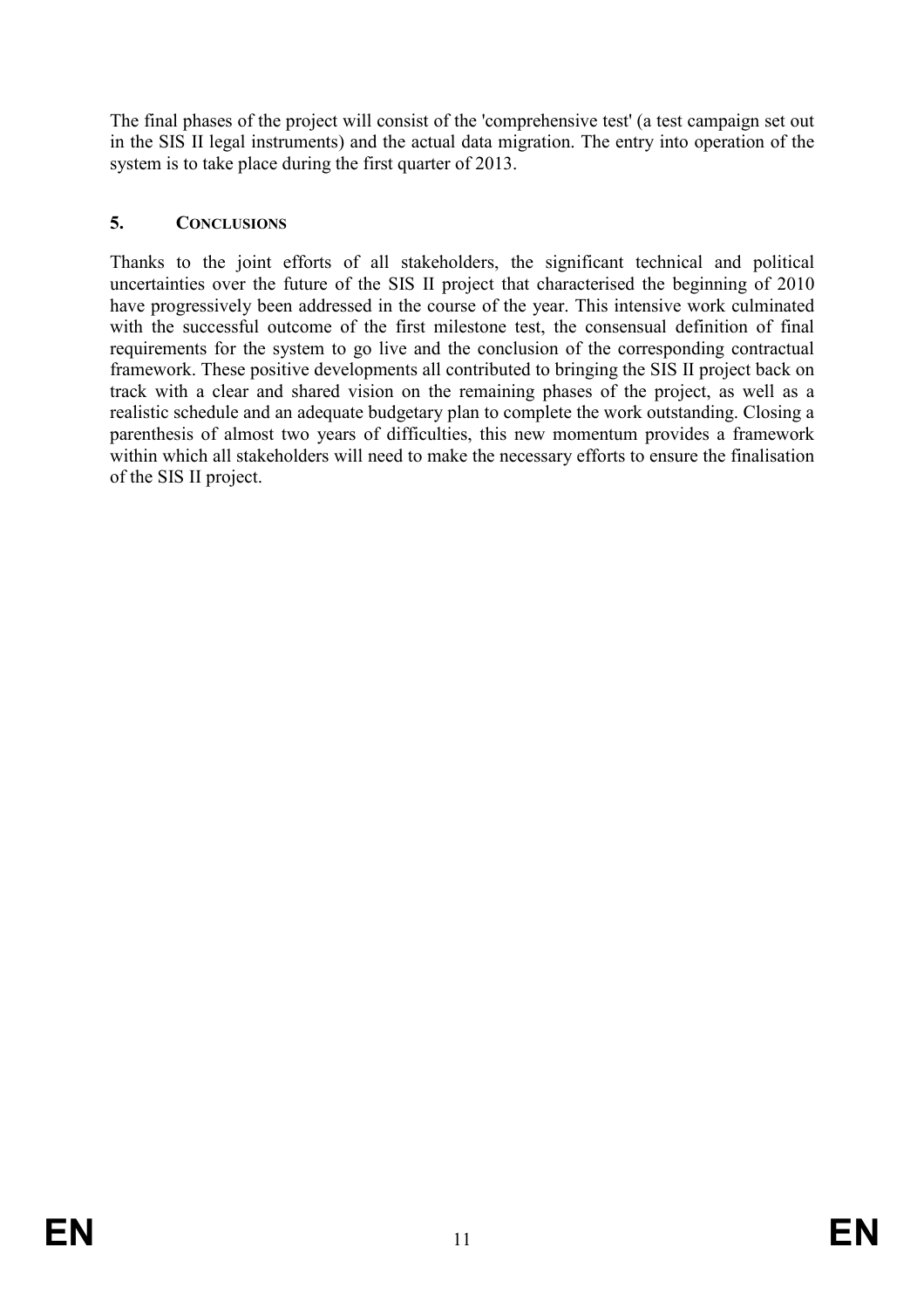The final phases of the project will consist of the 'comprehensive test' (a test campaign set out in the SIS II legal instruments) and the actual data migration. The entry into operation of the system is to take place during the first quarter of 2013.

## 5. CONCLUSIONS

Thanks to the joint efforts of all stakeholders, the significant technical and political uncertainties over the future of the SIS II project that characterised the beginning of 2010 have progressively been addressed in the course of the year. This intensive work culminated with the successful outcome of the first milestone test, the consensual definition of final requirements for the system to go live and the conclusion of the corresponding contractual framework. These positive developments all contributed to bringing the SIS II project back on track with a clear and shared vision on the remaining phases of the project, as well as a realistic schedule and an adequate budgetary plan to complete the work outstanding. Closing a parenthesis of almost two years of difficulties, this new momentum provides a framework within which all stakeholders will need to make the necessary efforts to ensure the finalisation of the SIS II project.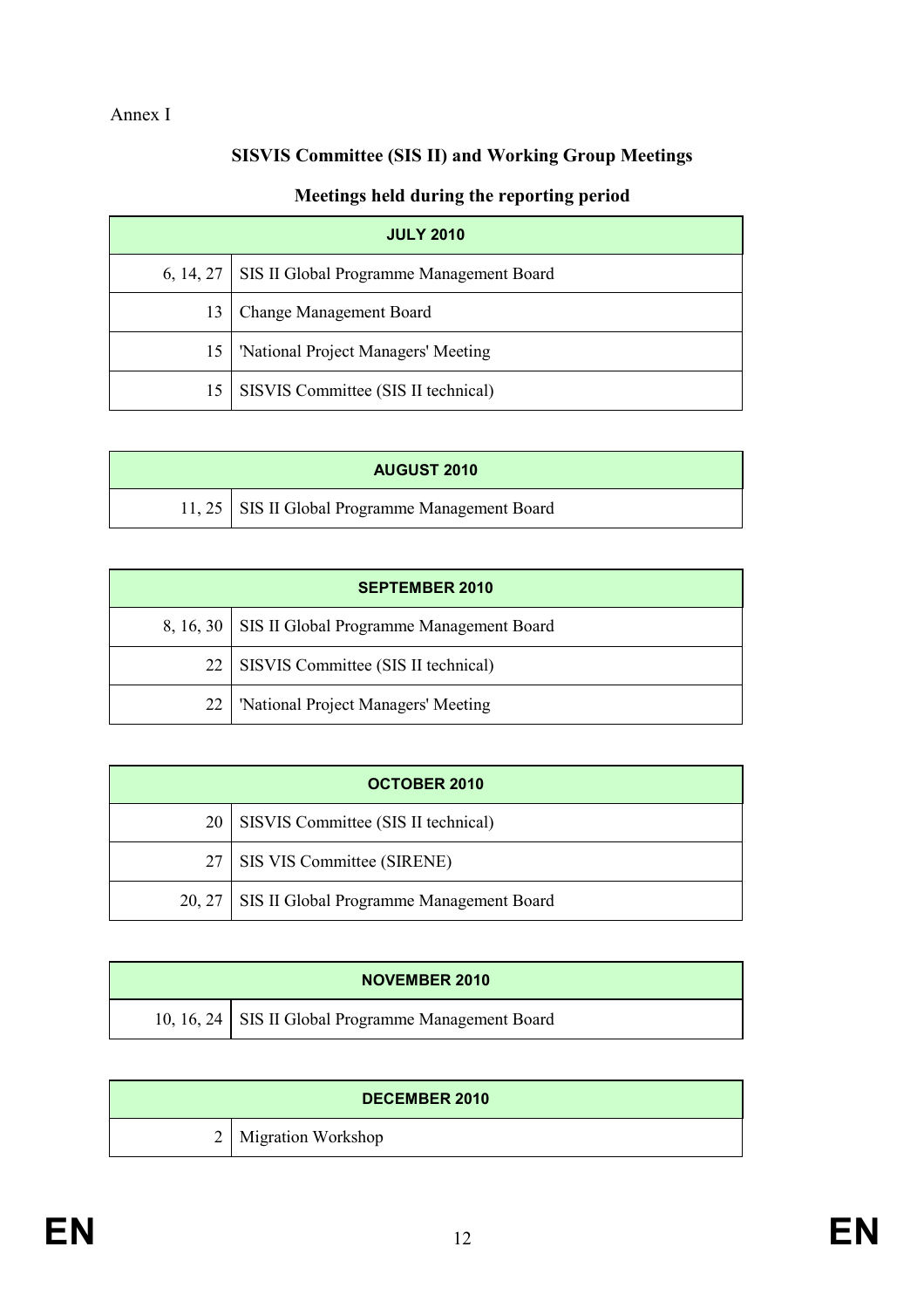Annex I

## SISVIS Committee (SIS II) and Working Group Meetings

### Meetings held during the reporting period

| JULY 2010 | |
|---|---|
| 6, 14, 27 | SIS II Global Programme Management Board |
| 13 | Change Management Board |
| 15 | 'National Project Managers' Meeting |
| 15 | SISVIS Committee (SIS II technical) |

| AUGUST 2010 | |
|---|---|
| 11, 25 | SIS II Global Programme Management Board |

| SEPTEMBER 2010 | |
|---|---|
| 8, 16, 30 | SIS II Global Programme Management Board |
| 22 | SISVIS Committee (SIS II technical) |
| 22 | 'National Project Managers' Meeting |

| OCTOBER 2010 | |
|---|---|
| 20 | SISVIS Committee (SIS II technical) |
| 27 | SIS VIS Committee (SIRENE) |
| 20, 27 | SIS II Global Programme Management Board |

| NOVEMBER 2010 | |
|---|---|
| 10, 16, 24 | SIS II Global Programme Management Board |

| DECEMBER 2010 | |
|---|---|
| 2 | Migration Workshop |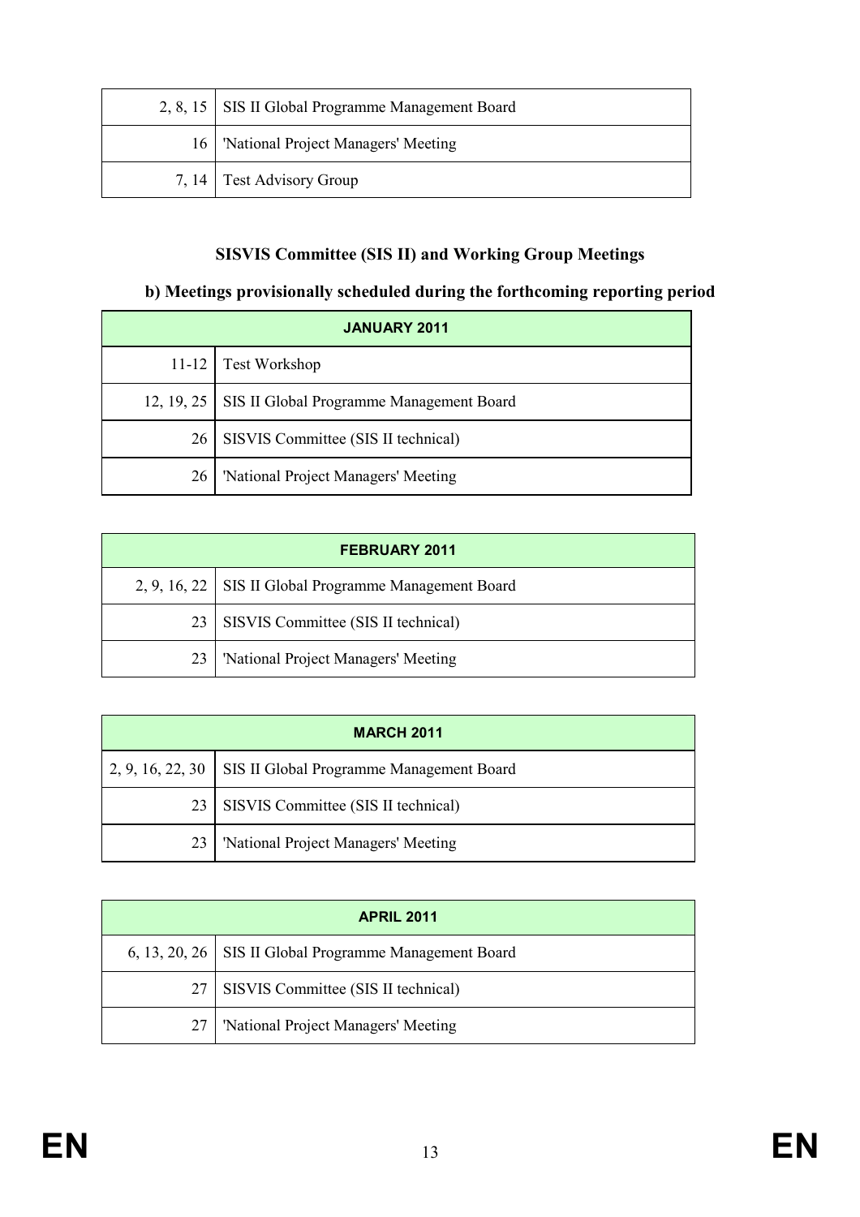| | |
|---|---|
| 2, 8, 15 | SIS II Global Programme Management Board |
| 16 | 'National Project Managers' Meeting |
| 7, 14 | Test Advisory Group |

**SISVIS Committee (SIS II) and Working Group Meetings**

**b) Meetings provisionally scheduled during the forthcoming reporting period**

| JANUARY 2011 | |
|---|---|
| 11-12 | Test Workshop |
| 12, 19, 25 | SIS II Global Programme Management Board |
| 26 | SISVIS Committee (SIS II technical) |
| 26 | 'National Project Managers' Meeting |

| FEBRUARY 2011 | |
|---|---|
| 2, 9, 16, 22 | SIS II Global Programme Management Board |
| 23 | SISVIS Committee (SIS II technical) |
| 23 | 'National Project Managers' Meeting |

| MARCH 2011 | |
|---|---|
| 2, 9, 16, 22, 30 | SIS II Global Programme Management Board |
| 23 | SISVIS Committee (SIS II technical) |
| 23 | 'National Project Managers' Meeting |

| APRIL 2011 | |
|---|---|
| 6, 13, 20, 26 | SIS II Global Programme Management Board |
| 27 | SISVIS Committee (SIS II technical) |
| 27 | 'National Project Managers' Meeting |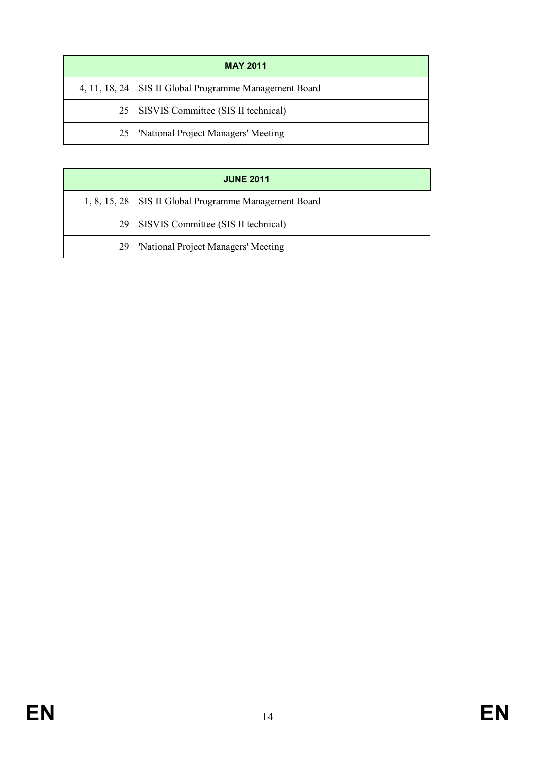| MAY 2011 | |
|---|---|
| 4, 11, 18, 24 | SIS II Global Programme Management Board |
| 25 | SISVIS Committee (SIS II technical) |
| 25 | 'National Project Managers' Meeting |

| JUNE 2011 | |
|---|---|
| 1, 8, 15, 28 | SIS II Global Programme Management Board |
| 29 | SISVIS Committee (SIS II technical) |
| 29 | 'National Project Managers' Meeting |